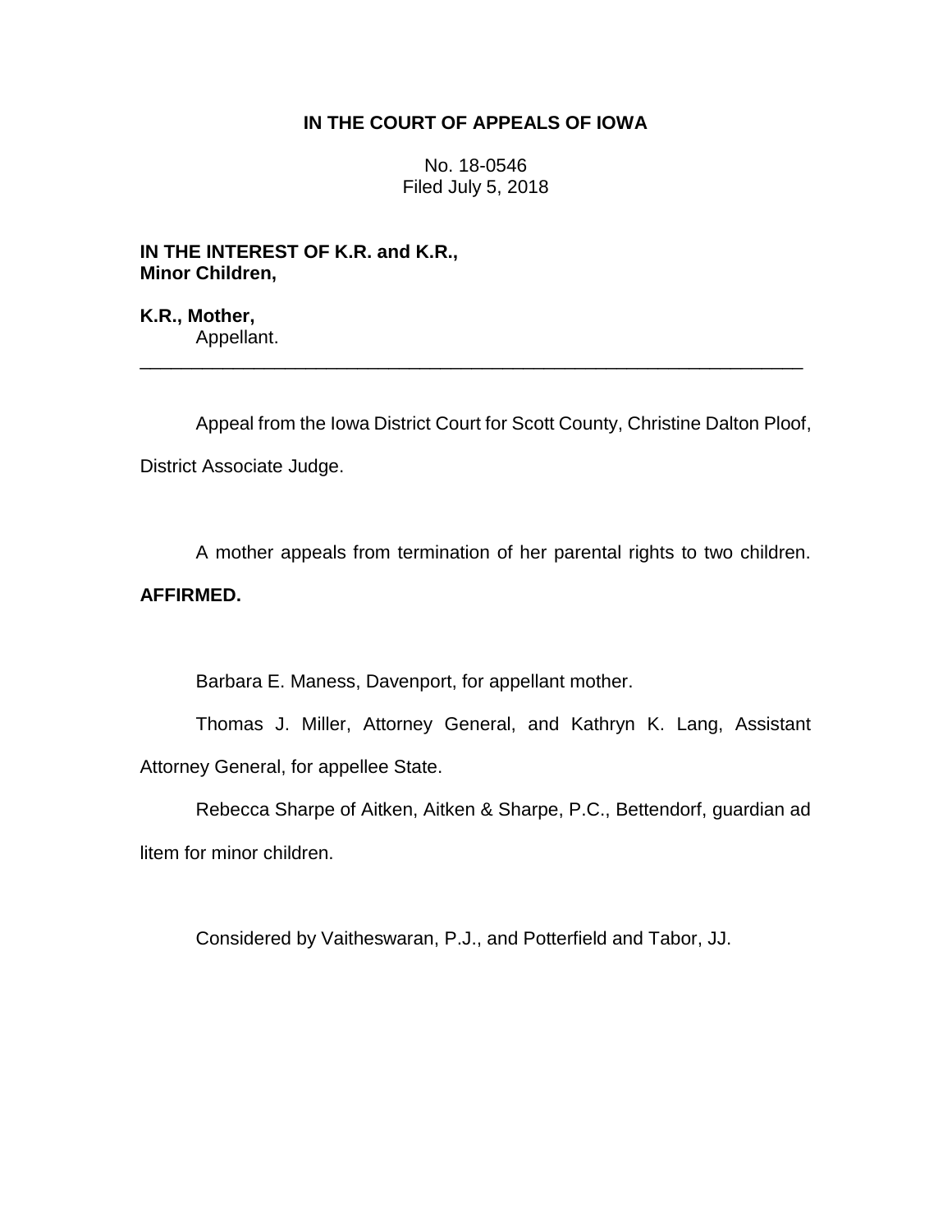**IN THE COURT OF APPEALS OF IOWA**

No. 18-0546
Filed July 5, 2018

**IN THE INTEREST OF K.R. and K.R.,**
**Minor Children,**

**K.R., Mother,**
Appellant.

---

Appeal from the Iowa District Court for Scott County, Christine Dalton Ploof, District Associate Judge.

A mother appeals from termination of her parental rights to two children. **AFFIRMED.**

Barbara E. Maness, Davenport, for appellant mother.

Thomas J. Miller, Attorney General, and Kathryn K. Lang, Assistant Attorney General, for appellee State.

Rebecca Sharpe of Aitken, Aitken & Sharpe, P.C., Bettendorf, guardian ad litem for minor children.

Considered by Vaitheswaran, P.J., and Potterfield and Tabor, JJ.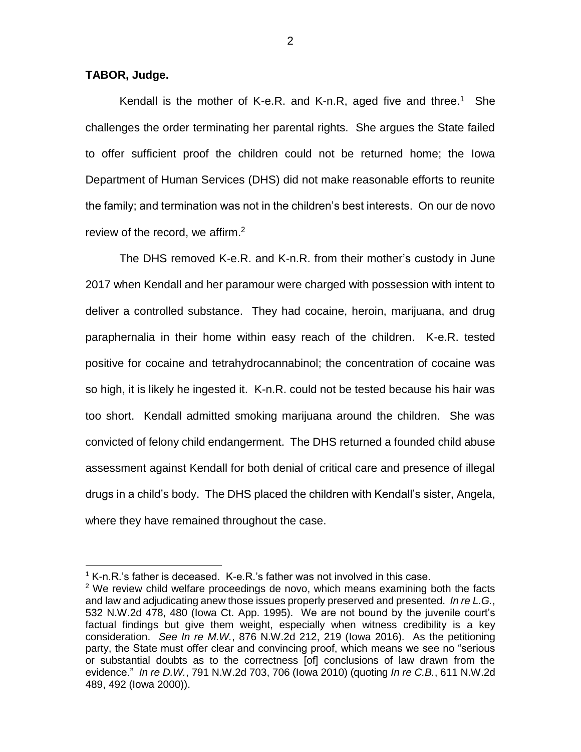**TABOR, Judge.**

Kendall is the mother of K-e.R. and K-n.R, aged five and three.[1] She challenges the order terminating her parental rights. She argues the State failed to offer sufficient proof the children could not be returned home; the Iowa Department of Human Services (DHS) did not make reasonable efforts to reunite the family; and termination was not in the children's best interests. On our de novo review of the record, we affirm.[2]

The DHS removed K-e.R. and K-n.R. from their mother's custody in June 2017 when Kendall and her paramour were charged with possession with intent to deliver a controlled substance. They had cocaine, heroin, marijuana, and drug paraphernalia in their home within easy reach of the children. K-e.R. tested positive for cocaine and tetrahydrocannabinol; the concentration of cocaine was so high, it is likely he ingested it. K-n.R. could not be tested because his hair was too short. Kendall admitted smoking marijuana around the children. She was convicted of felony child endangerment. The DHS returned a founded child abuse assessment against Kendall for both denial of critical care and presence of illegal drugs in a child's body. The DHS placed the children with Kendall's sister, Angela, where they have remained throughout the case.

---

[1] K-n.R.'s father is deceased. K-e.R.'s father was not involved in this case.

[2] We review child welfare proceedings de novo, which means examining both the facts and law and adjudicating anew those issues properly preserved and presented. *In re L.G.*, 532 N.W.2d 478, 480 (Iowa Ct. App. 1995). We are not bound by the juvenile court's factual findings but give them weight, especially when witness credibility is a key consideration. *See In re M.W.*, 876 N.W.2d 212, 219 (Iowa 2016). As the petitioning party, the State must offer clear and convincing proof, which means we see no "serious or substantial doubts as to the correctness [of] conclusions of law drawn from the evidence." *In re D.W.*, 791 N.W.2d 703, 706 (Iowa 2010) (quoting *In re C.B.*, 611 N.W.2d 489, 492 (Iowa 2000)).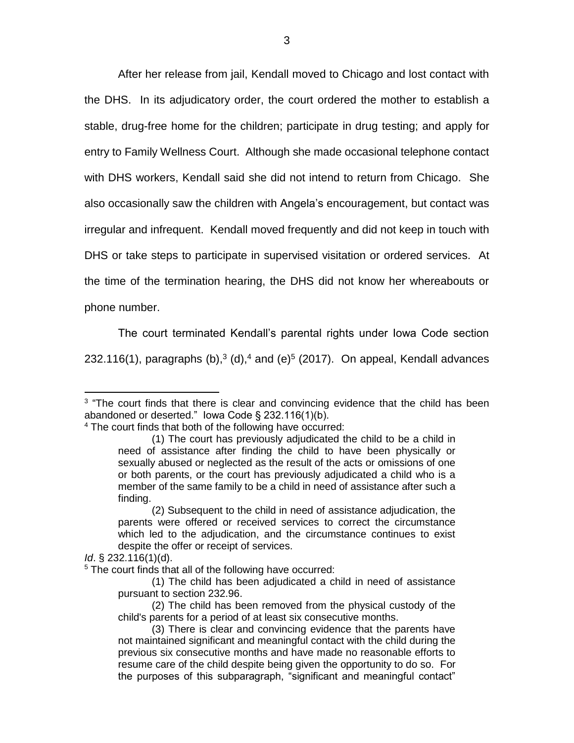After her release from jail, Kendall moved to Chicago and lost contact with the DHS. In its adjudicatory order, the court ordered the mother to establish a stable, drug-free home for the children; participate in drug testing; and apply for entry to Family Wellness Court. Although she made occasional telephone contact with DHS workers, Kendall said she did not intend to return from Chicago. She also occasionally saw the children with Angela's encouragement, but contact was irregular and infrequent. Kendall moved frequently and did not keep in touch with DHS or take steps to participate in supervised visitation or ordered services. At the time of the termination hearing, the DHS did not know her whereabouts or phone number.

The court terminated Kendall's parental rights under Iowa Code section 232.116(1), paragraphs (b),[3] (d),[4] and (e)[5] (2017). On appeal, Kendall advances

---

[3] "The court finds that there is clear and convincing evidence that the child has been abandoned or deserted." Iowa Code § 232.116(1)(b).

[4] The court finds that both of the following have occurred:

> (1) The court has previously adjudicated the child to be a child in need of assistance after finding the child to have been physically or sexually abused or neglected as the result of the acts or omissions of one or both parents, or the court has previously adjudicated a child who is a member of the same family to be a child in need of assistance after such a finding.
>
> (2) Subsequent to the child in need of assistance adjudication, the parents were offered or received services to correct the circumstance which led to the adjudication, and the circumstance continues to exist despite the offer or receipt of services.

*Id*. § 232.116(1)(d).

[5] The court finds that all of the following have occurred:

> (1) The child has been adjudicated a child in need of assistance pursuant to section 232.96.
>
> (2) The child has been removed from the physical custody of the child's parents for a period of at least six consecutive months.
>
> (3) There is clear and convincing evidence that the parents have not maintained significant and meaningful contact with the child during the previous six consecutive months and have made no reasonable efforts to resume care of the child despite being given the opportunity to do so. For the purposes of this subparagraph, "significant and meaningful contact"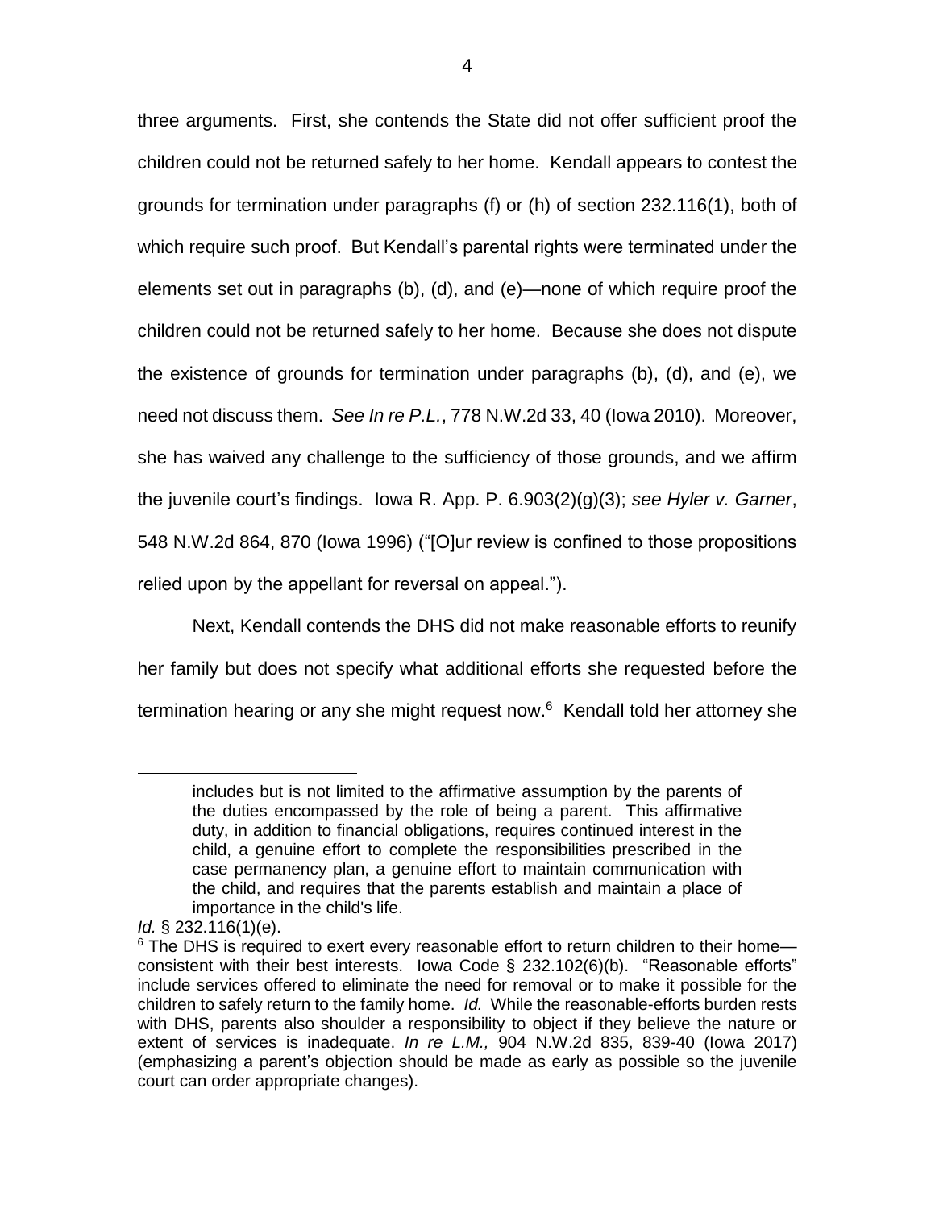three arguments. First, she contends the State did not offer sufficient proof the children could not be returned safely to her home. Kendall appears to contest the grounds for termination under paragraphs (f) or (h) of section 232.116(1), both of which require such proof. But Kendall's parental rights were terminated under the elements set out in paragraphs (b), (d), and (e)—none of which require proof the children could not be returned safely to her home. Because she does not dispute the existence of grounds for termination under paragraphs (b), (d), and (e), we need not discuss them. *See In re P.L.*, 778 N.W.2d 33, 40 (Iowa 2010). Moreover, she has waived any challenge to the sufficiency of those grounds, and we affirm the juvenile court's findings. Iowa R. App. P. 6.903(2)(g)(3); *see Hyler v. Garner*, 548 N.W.2d 864, 870 (Iowa 1996) ("[O]ur review is confined to those propositions relied upon by the appellant for reversal on appeal.").

Next, Kendall contends the DHS did not make reasonable efforts to reunify her family but does not specify what additional efforts she requested before the termination hearing or any she might request now.[6] Kendall told her attorney she

---

> includes but is not limited to the affirmative assumption by the parents of the duties encompassed by the role of being a parent. This affirmative duty, in addition to financial obligations, requires continued interest in the child, a genuine effort to complete the responsibilities prescribed in the case permanency plan, a genuine effort to maintain communication with the child, and requires that the parents establish and maintain a place of importance in the child's life.

*Id.* § 232.116(1)(e).

[6] The DHS is required to exert every reasonable effort to return children to their home—consistent with their best interests. Iowa Code § 232.102(6)(b). "Reasonable efforts" include services offered to eliminate the need for removal or to make it possible for the children to safely return to the family home. *Id.* While the reasonable-efforts burden rests with DHS, parents also shoulder a responsibility to object if they believe the nature or extent of services is inadequate. *In re L.M.,* 904 N.W.2d 835, 839-40 (Iowa 2017) (emphasizing a parent's objection should be made as early as possible so the juvenile court can order appropriate changes).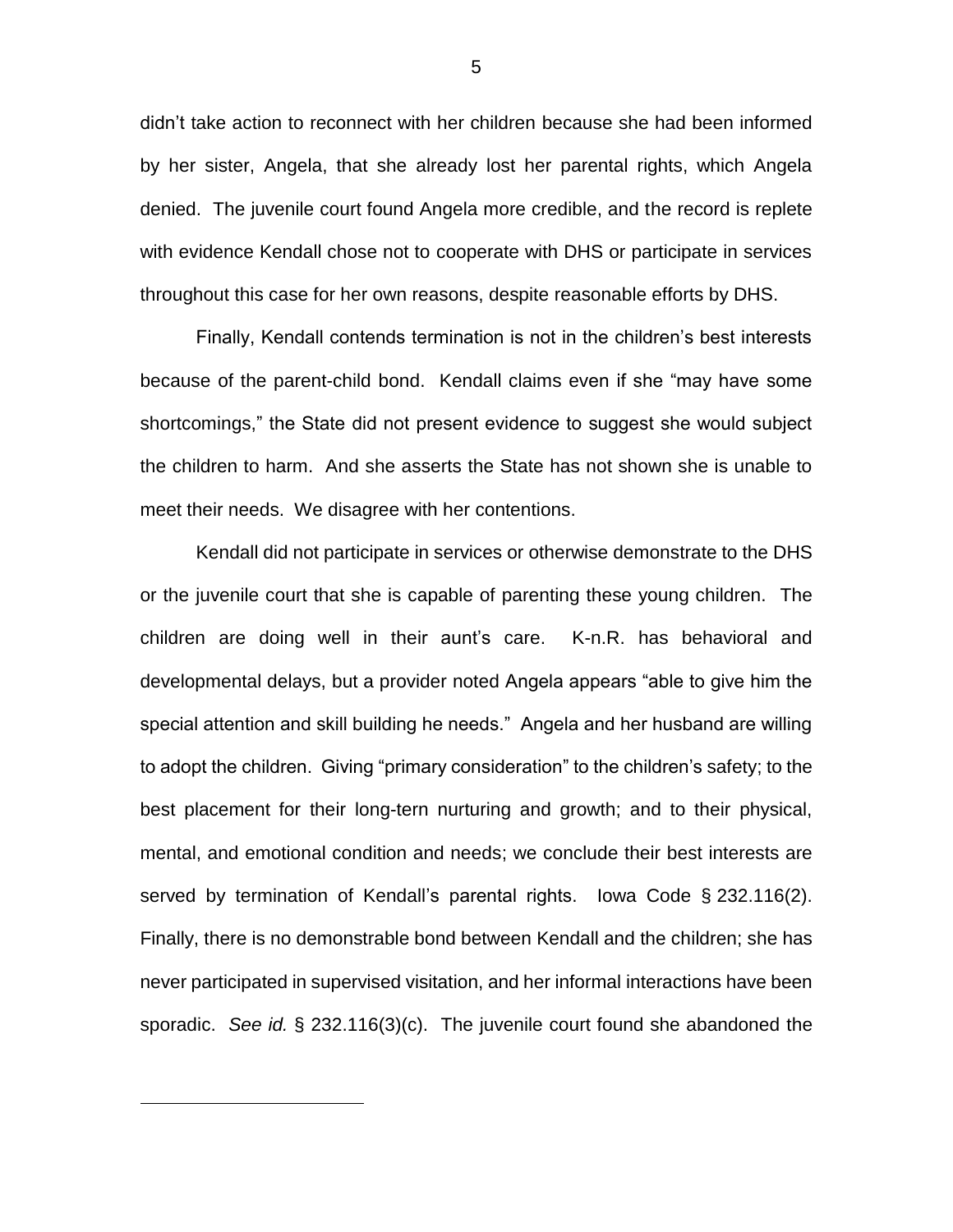didn't take action to reconnect with her children because she had been informed by her sister, Angela, that she already lost her parental rights, which Angela denied. The juvenile court found Angela more credible, and the record is replete with evidence Kendall chose not to cooperate with DHS or participate in services throughout this case for her own reasons, despite reasonable efforts by DHS.

Finally, Kendall contends termination is not in the children's best interests because of the parent-child bond. Kendall claims even if she "may have some shortcomings," the State did not present evidence to suggest she would subject the children to harm. And she asserts the State has not shown she is unable to meet their needs. We disagree with her contentions.

Kendall did not participate in services or otherwise demonstrate to the DHS or the juvenile court that she is capable of parenting these young children. The children are doing well in their aunt's care. K-n.R. has behavioral and developmental delays, but a provider noted Angela appears "able to give him the special attention and skill building he needs." Angela and her husband are willing to adopt the children. Giving "primary consideration" to the children's safety; to the best placement for their long-tern nurturing and growth; and to their physical, mental, and emotional condition and needs; we conclude their best interests are served by termination of Kendall's parental rights. Iowa Code § 232.116(2). Finally, there is no demonstrable bond between Kendall and the children; she has never participated in supervised visitation, and her informal interactions have been sporadic. *See id.* § 232.116(3)(c). The juvenile court found she abandoned the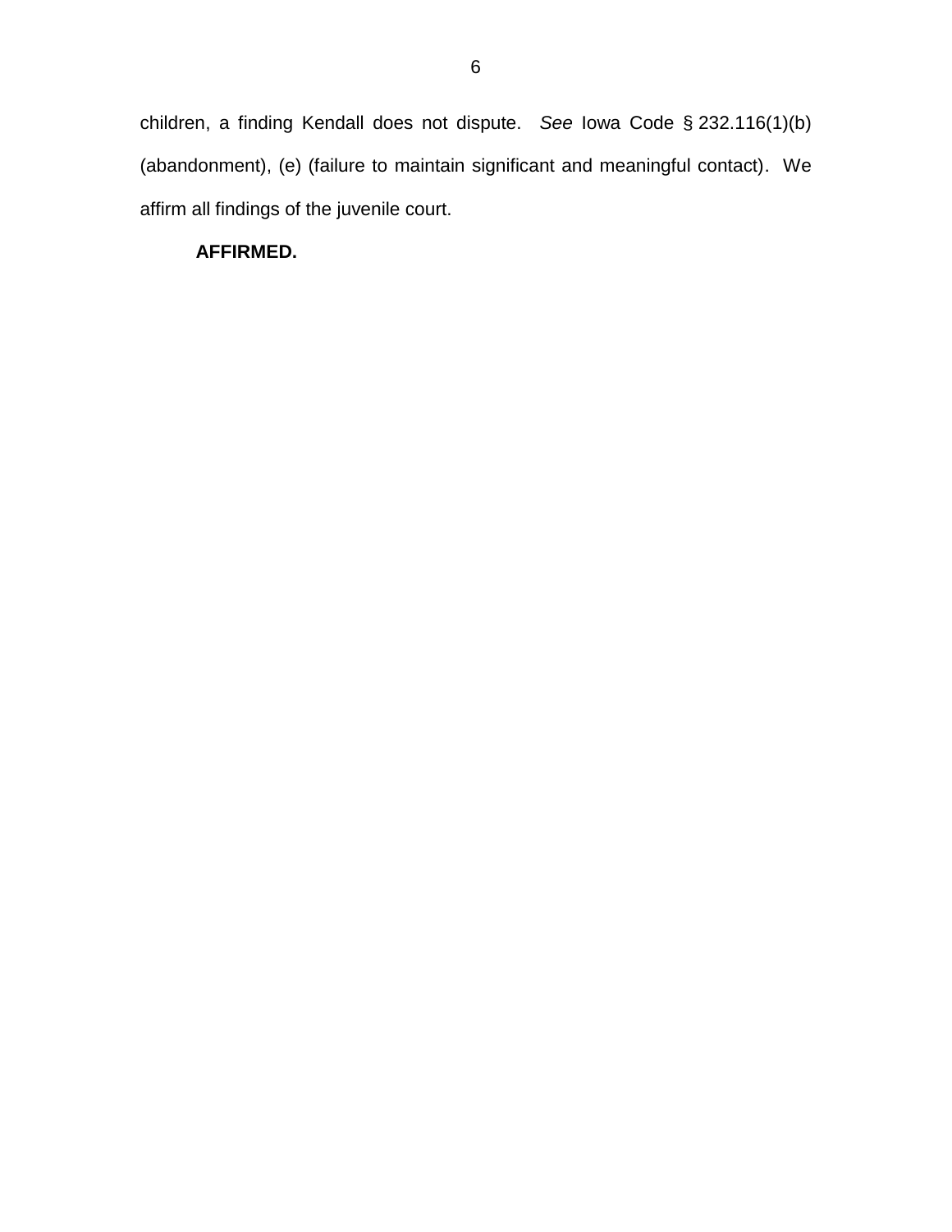children, a finding Kendall does not dispute. *See* Iowa Code § 232.116(1)(b) (abandonment), (e) (failure to maintain significant and meaningful contact). We affirm all findings of the juvenile court.

**AFFIRMED.**